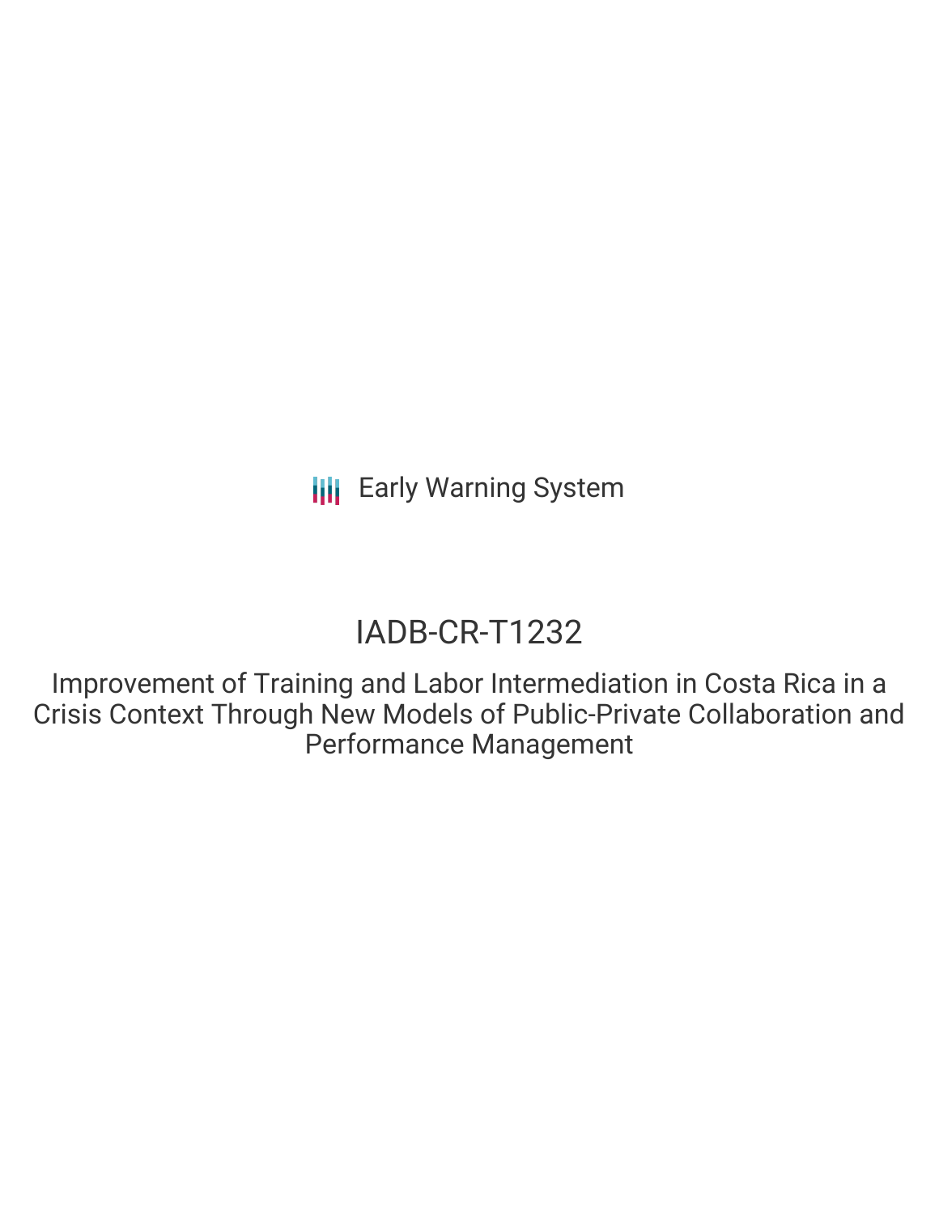Early Warning System

# IADB-CR-T1232

## Improvement of Training and Labor Intermediation in Costa Rica in a Crisis Context Through New Models of Public-Private Collaboration and Performance Management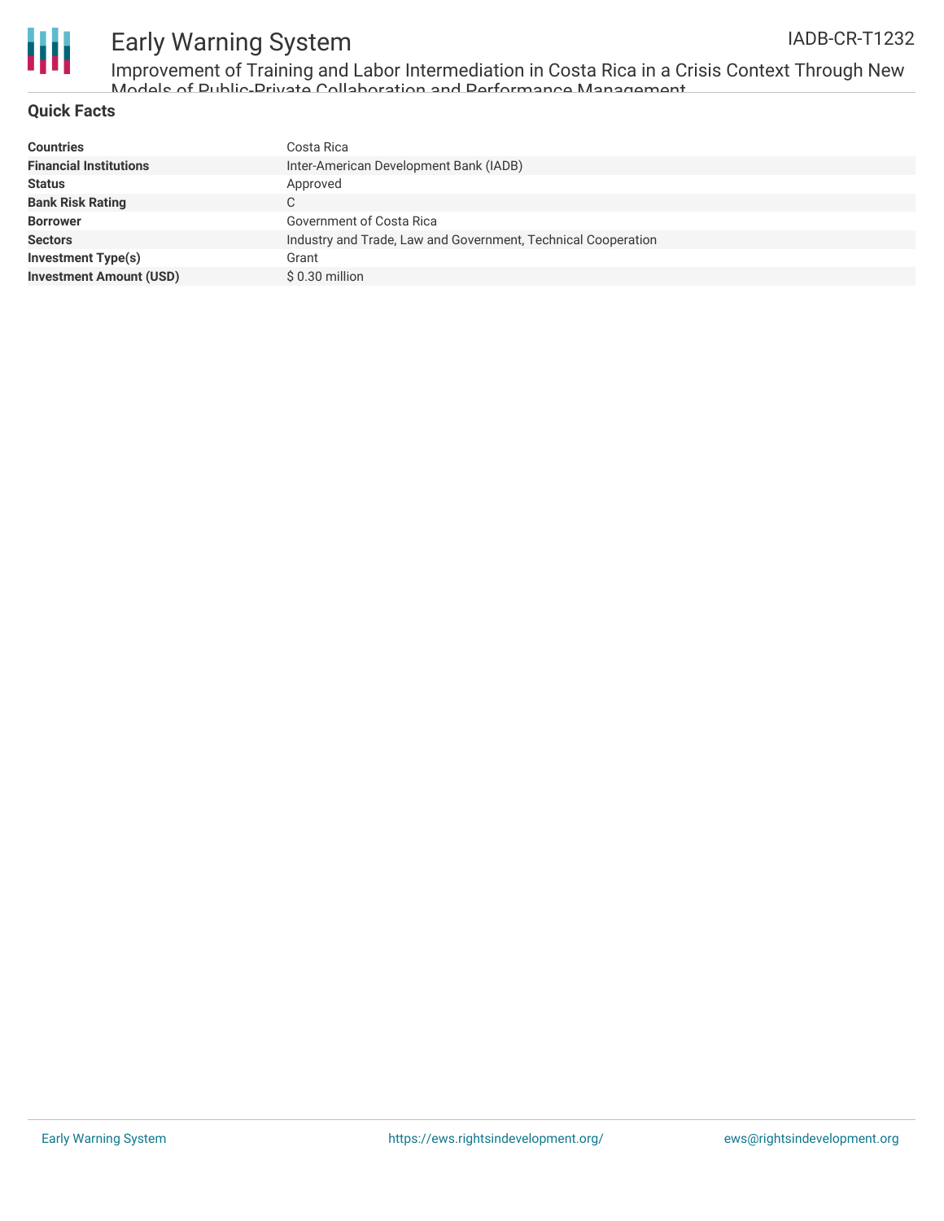## Quick Facts

| | |
|---|---|
| **Countries** | Costa Rica |
| **Financial Institutions** | Inter-American Development Bank (IADB) |
| **Status** | Approved |
| **Bank Risk Rating** | C |
| **Borrower** | Government of Costa Rica |
| **Sectors** | Industry and Trade, Law and Government, Technical Cooperation |
| **Investment Type(s)** | Grant |
| **Investment Amount (USD)** | $ 0.30 million |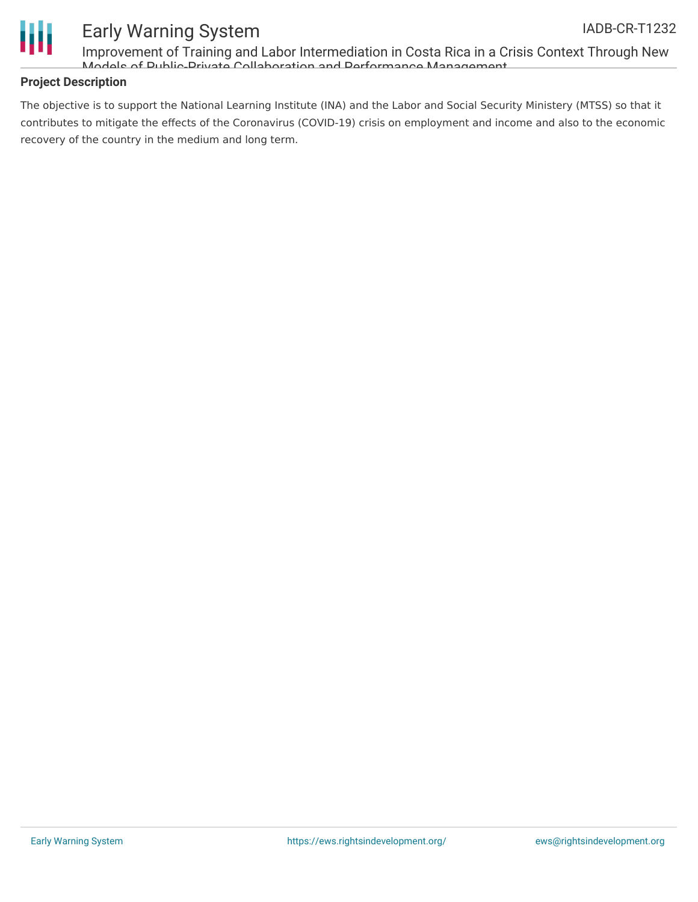## Project Description

The objective is to support the National Learning Institute (INA) and the Labor and Social Security Ministery (MTSS) so that it contributes to mitigate the effects of the Coronavirus (COVID-19) crisis on employment and income and also to the economic recovery of the country in the medium and long term.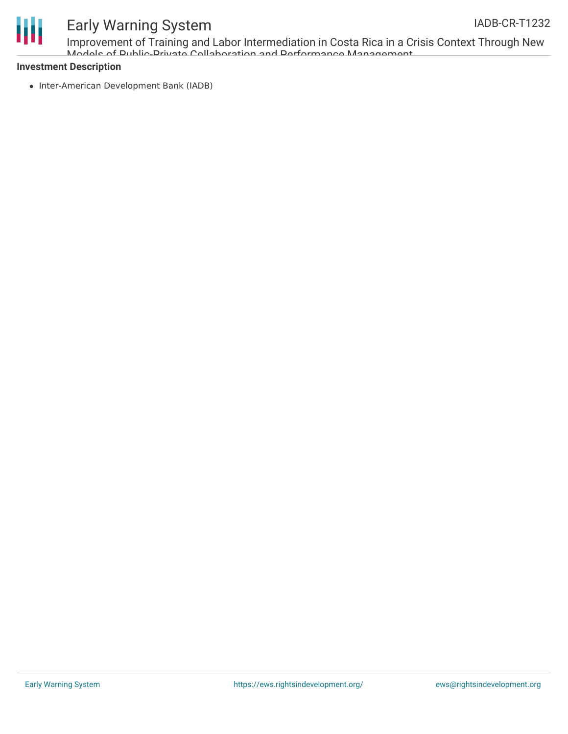**Investment Description**

- Inter-American Development Bank (IADB)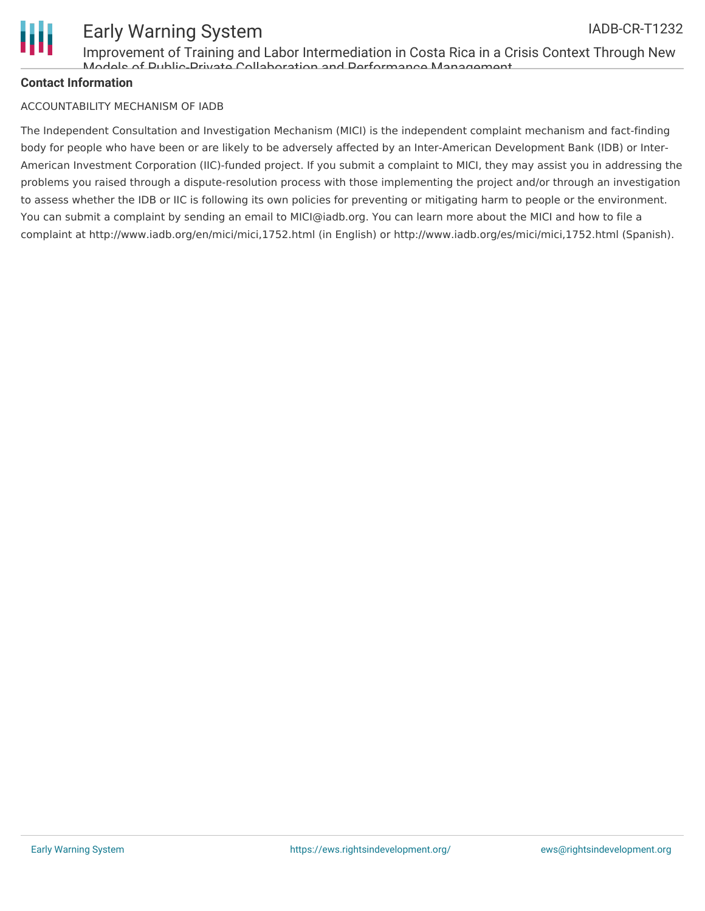**Contact Information**

ACCOUNTABILITY MECHANISM OF IADB

The Independent Consultation and Investigation Mechanism (MICI) is the independent complaint mechanism and fact-finding body for people who have been or are likely to be adversely affected by an Inter-American Development Bank (IDB) or Inter-American Investment Corporation (IIC)-funded project. If you submit a complaint to MICI, they may assist you in addressing the problems you raised through a dispute-resolution process with those implementing the project and/or through an investigation to assess whether the IDB or IIC is following its own policies for preventing or mitigating harm to people or the environment. You can submit a complaint by sending an email to MICI@iadb.org. You can learn more about the MICI and how to file a complaint at http://www.iadb.org/en/mici/mici,1752.html (in English) or http://www.iadb.org/es/mici/mici,1752.html (Spanish).